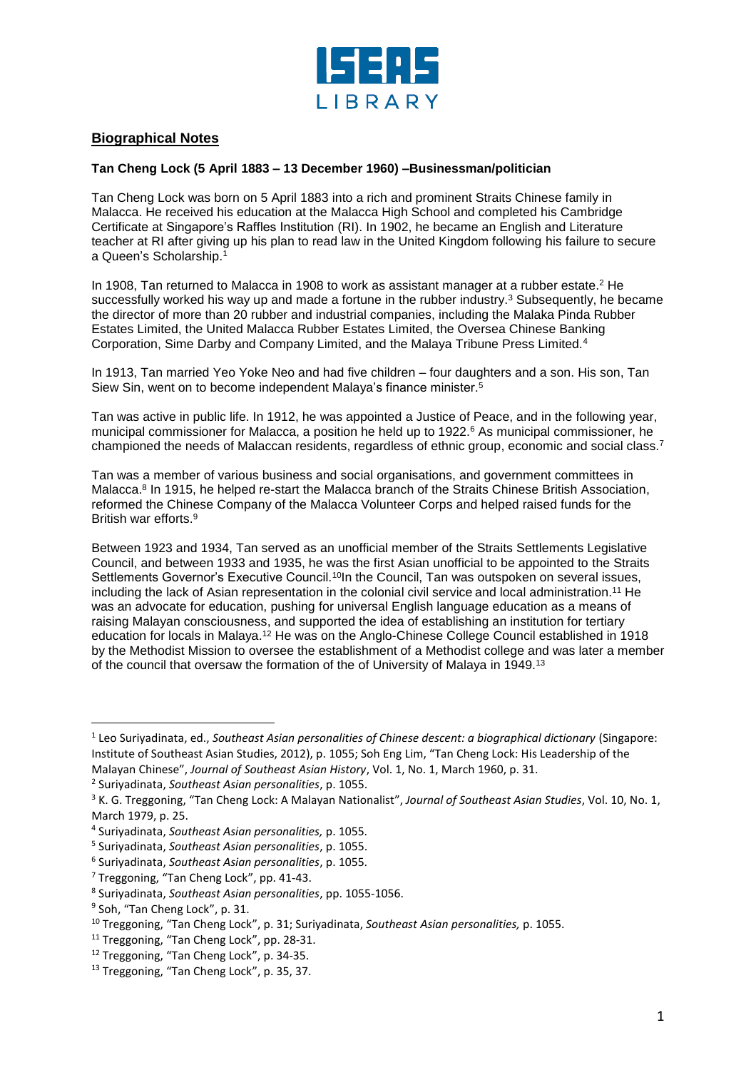## Biographical Notes

**Tan Cheng Lock (5 April 1883 – 13 December 1960) –Businessman/politician**

Tan Cheng Lock was born on 5 April 1883 into a rich and prominent Straits Chinese family in Malacca. He received his education at the Malacca High School and completed his Cambridge Certificate at Singapore's Raffles Institution (RI). In 1902, he became an English and Literature teacher at RI after giving up his plan to read law in the United Kingdom following his failure to secure a Queen's Scholarship.[1]

In 1908, Tan returned to Malacca in 1908 to work as assistant manager at a rubber estate.[2] He successfully worked his way up and made a fortune in the rubber industry.[3] Subsequently, he became the director of more than 20 rubber and industrial companies, including the Malaka Pinda Rubber Estates Limited, the United Malacca Rubber Estates Limited, the Oversea Chinese Banking Corporation, Sime Darby and Company Limited, and the Malaya Tribune Press Limited.[4]

In 1913, Tan married Yeo Yoke Neo and had five children – four daughters and a son. His son, Tan Siew Sin, went on to become independent Malaya's finance minister.[5]

Tan was active in public life. In 1912, he was appointed a Justice of Peace, and in the following year, municipal commissioner for Malacca, a position he held up to 1922.[6] As municipal commissioner, he championed the needs of Malaccan residents, regardless of ethnic group, economic and social class.[7]

Tan was a member of various business and social organisations, and government committees in Malacca.[8] In 1915, he helped re-start the Malacca branch of the Straits Chinese British Association, reformed the Chinese Company of the Malacca Volunteer Corps and helped raised funds for the British war efforts.[9]

Between 1923 and 1934, Tan served as an unofficial member of the Straits Settlements Legislative Council, and between 1933 and 1935, he was the first Asian unofficial to be appointed to the Straits Settlements Governor's Executive Council.[10]In the Council, Tan was outspoken on several issues, including the lack of Asian representation in the colonial civil service and local administration.[11] He was an advocate for education, pushing for universal English language education as a means of raising Malayan consciousness, and supported the idea of establishing an institution for tertiary education for locals in Malaya.[12] He was on the Anglo-Chinese College Council established in 1918 by the Methodist Mission to oversee the establishment of a Methodist college and was later a member of the council that oversaw the formation of the of University of Malaya in 1949.[13]

---

[1] Leo Suriyadinata, ed., *Southeast Asian personalities of Chinese descent: a biographical dictionary* (Singapore: Institute of Southeast Asian Studies, 2012), p. 1055; Soh Eng Lim, "Tan Cheng Lock: His Leadership of the Malayan Chinese", *Journal of Southeast Asian History*, Vol. 1, No. 1, March 1960, p. 31.

[2] Suriyadinata, *Southeast Asian personalities*, p. 1055.

[3] K. G. Treggoning, "Tan Cheng Lock: A Malayan Nationalist", *Journal of Southeast Asian Studies*, Vol. 10, No. 1, March 1979, p. 25.

[4] Suriyadinata, *Southeast Asian personalities,* p. 1055.

[5] Suriyadinata, *Southeast Asian personalities*, p. 1055.

[6] Suriyadinata, *Southeast Asian personalities*, p. 1055.

[7] Treggoning, "Tan Cheng Lock", pp. 41-43.

[8] Suriyadinata, *Southeast Asian personalities*, pp. 1055-1056.

[9] Soh, "Tan Cheng Lock", p. 31.

[10] Treggoning, "Tan Cheng Lock", p. 31; Suriyadinata, *Southeast Asian personalities,* p. 1055.

[11] Treggoning, "Tan Cheng Lock", pp. 28-31.

[12] Treggoning, "Tan Cheng Lock", p. 34-35.

[13] Treggoning, "Tan Cheng Lock", p. 35, 37.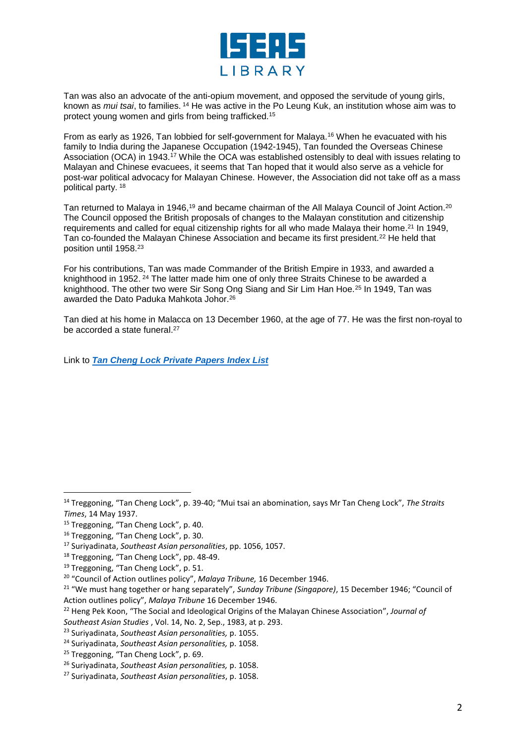Tan was also an advocate of the anti-opium movement, and opposed the servitude of young girls, known as *mui tsai*, to families. [14] He was active in the Po Leung Kuk, an institution whose aim was to protect young women and girls from being trafficked.[15]

From as early as 1926, Tan lobbied for self-government for Malaya.[16] When he evacuated with his family to India during the Japanese Occupation (1942-1945), Tan founded the Overseas Chinese Association (OCA) in 1943.[17] While the OCA was established ostensibly to deal with issues relating to Malayan and Chinese evacuees, it seems that Tan hoped that it would also serve as a vehicle for post-war political advocacy for Malayan Chinese. However, the Association did not take off as a mass political party. [18]

Tan returned to Malaya in 1946,[19] and became chairman of the All Malaya Council of Joint Action.[20] The Council opposed the British proposals of changes to the Malayan constitution and citizenship requirements and called for equal citizenship rights for all who made Malaya their home.[21] In 1949, Tan co-founded the Malayan Chinese Association and became its first president.[22] He held that position until 1958.[23]

For his contributions, Tan was made Commander of the British Empire in 1933, and awarded a knighthood in 1952. [24] The latter made him one of only three Straits Chinese to be awarded a knighthood. The other two were Sir Song Ong Siang and Sir Lim Han Hoe.[25] In 1949, Tan was awarded the Dato Paduka Mahkota Johor.[26]

Tan died at his home in Malacca on 13 December 1960, at the age of 77. He was the first non-royal to be accorded a state funeral.[27]

Link to ***Tan Cheng Lock Private Papers Index List***

---

[14] Treggoning, "Tan Cheng Lock", p. 39-40; "Mui tsai an abomination, says Mr Tan Cheng Lock", *The Straits Times*, 14 May 1937.

[15] Treggoning, "Tan Cheng Lock", p. 40.

[16] Treggoning, "Tan Cheng Lock", p. 30.

[17] Suriyadinata, *Southeast Asian personalities*, pp. 1056, 1057.

[18] Treggoning, "Tan Cheng Lock", pp. 48-49.

[19] Treggoning, "Tan Cheng Lock", p. 51.

[20] "Council of Action outlines policy", *Malaya Tribune,* 16 December 1946.

[21] "We must hang together or hang separately", *Sunday Tribune (Singapore)*, 15 December 1946; "Council of Action outlines policy", *Malaya Tribune* 16 December 1946.

[22] Heng Pek Koon, "The Social and Ideological Origins of the Malayan Chinese Association", *Journal of Southeast Asian Studies* , Vol. 14, No. 2, Sep., 1983, at p. 293.

[23] Suriyadinata, *Southeast Asian personalities,* p. 1055.

[24] Suriyadinata, *Southeast Asian personalities,* p. 1058.

[25] Treggoning, "Tan Cheng Lock", p. 69.

[26] Suriyadinata, *Southeast Asian personalities,* p. 1058.

[27] Suriyadinata, *Southeast Asian personalities*, p. 1058.